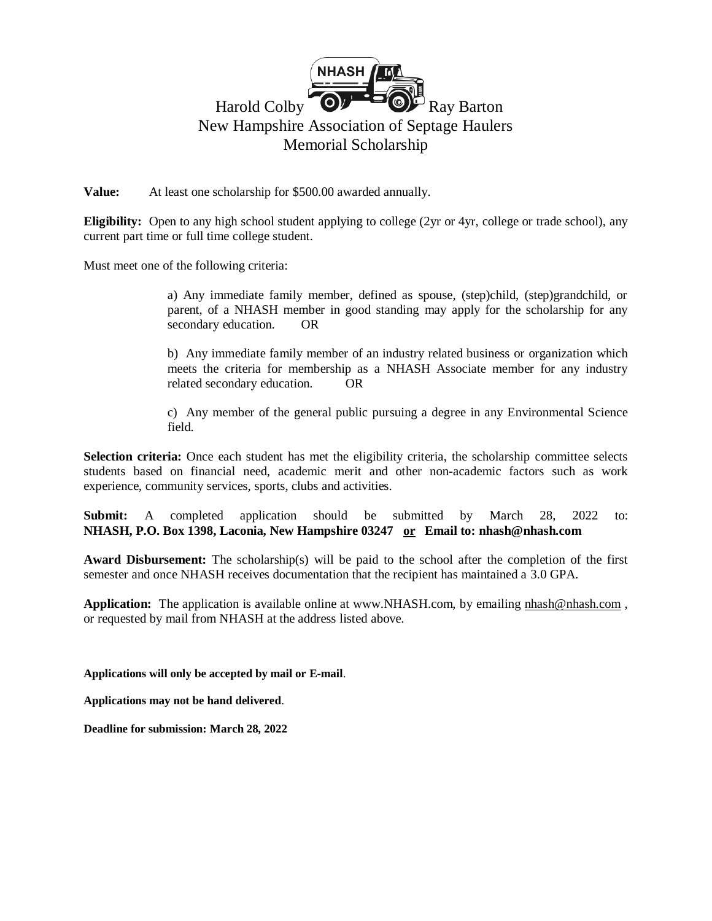# Harold Colby Ray Barton
# New Hampshire Association of Septage Haulers
# Memorial Scholarship

**Value:** At least one scholarship for $500.00 awarded annually.

**Eligibility:** Open to any high school student applying to college (2yr or 4yr, college or trade school), any current part time or full time college student.

Must meet one of the following criteria:

a) Any immediate family member, defined as spouse, (step)child, (step)grandchild, or parent, of a NHASH member in good standing may apply for the scholarship for any secondary education. OR

b) Any immediate family member of an industry related business or organization which meets the criteria for membership as a NHASH Associate member for any industry related secondary education. OR

c) Any member of the general public pursuing a degree in any Environmental Science field.

**Selection criteria:** Once each student has met the eligibility criteria, the scholarship committee selects students based on financial need, academic merit and other non-academic factors such as work experience, community services, sports, clubs and activities.

**Submit:** A completed application should be submitted by March 28, 2022 to: **NHASH, P.O. Box 1398, Laconia, New Hampshire 03247 or Email to: nhash@nhash.com**

**Award Disbursement:** The scholarship(s) will be paid to the school after the completion of the first semester and once NHASH receives documentation that the recipient has maintained a 3.0 GPA.

**Application:** The application is available online at www.NHASH.com, by emailing nhash@nhash.com , or requested by mail from NHASH at the address listed above.

**Applications will only be accepted by mail or E-mail**.

**Applications may not be hand delivered**.

**Deadline for submission: March 28, 2022**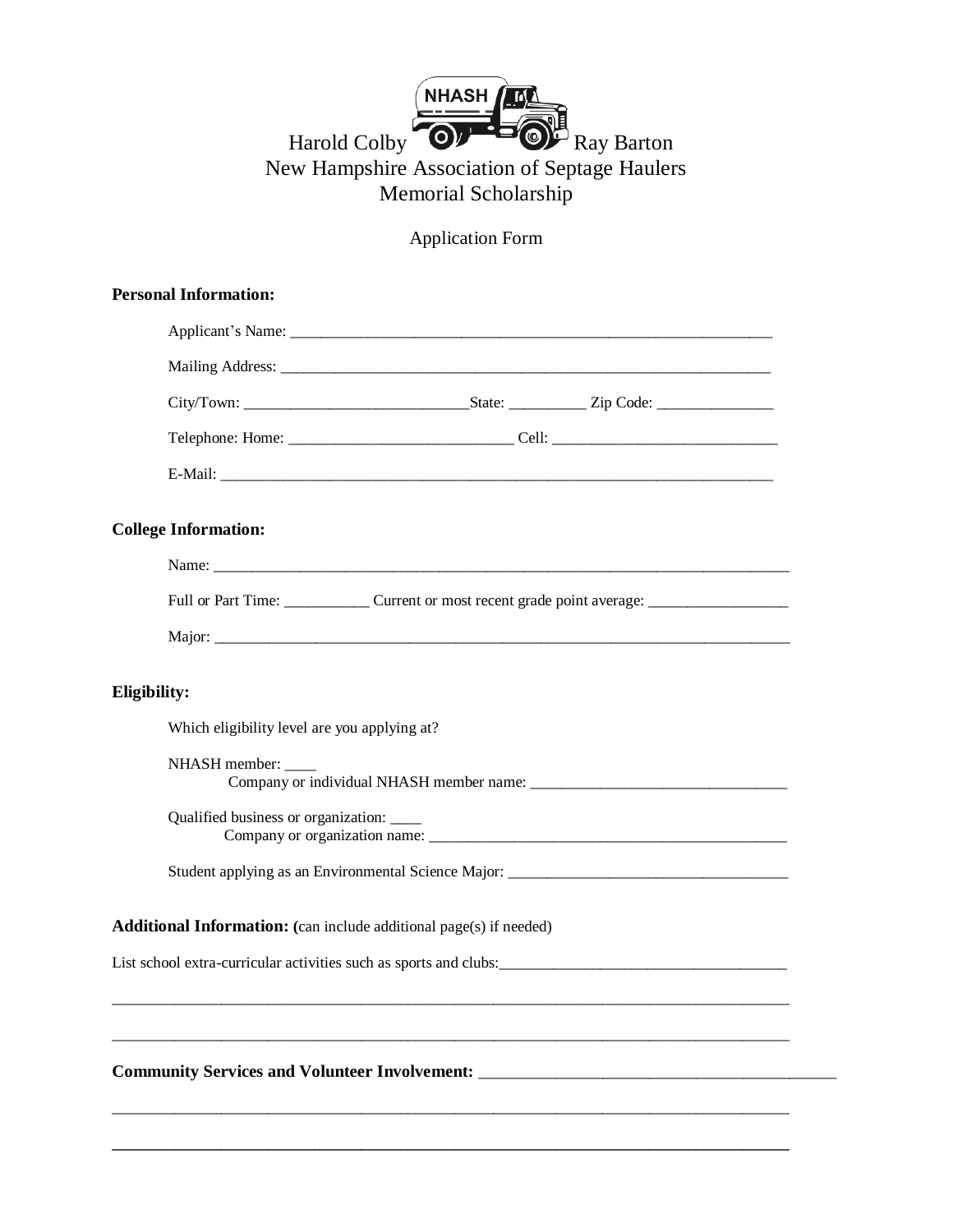NHASH

Harold Colby Ray Barton
New Hampshire Association of Septage Haulers
Memorial Scholarship

Application Form

**Personal Information:**

Applicant's Name: ________________________________________________________________

Mailing Address: ________________________________________________________________

City/Town: ____________________________State: __________ Zip Code: _______________

Telephone: Home: ____________________________ Cell: ____________________________

E-Mail: ______________________________________________________________________

**College Information:**

Name: ________________________________________________________________________

Full or Part Time: ___________ Current or most recent grade point average: __________________

Major: ________________________________________________________________________

**Eligibility:**

Which eligibility level are you applying at?

NHASH member: ____
Company or individual NHASH member name: _________________________________

Qualified business or organization: ____
Company or organization name: _______________________________________________

Student applying as an Environmental Science Major: ____________________________________

**Additional Information:** (can include additional page(s) if needed)

List school extra-curricular activities such as sports and clubs:_____________________________________

_______________________________________________________________________________________

_______________________________________________________________________________________

**Community Services and Volunteer Involvement:** ____________________________________________

_______________________________________________________________________________________

_______________________________________________________________________________________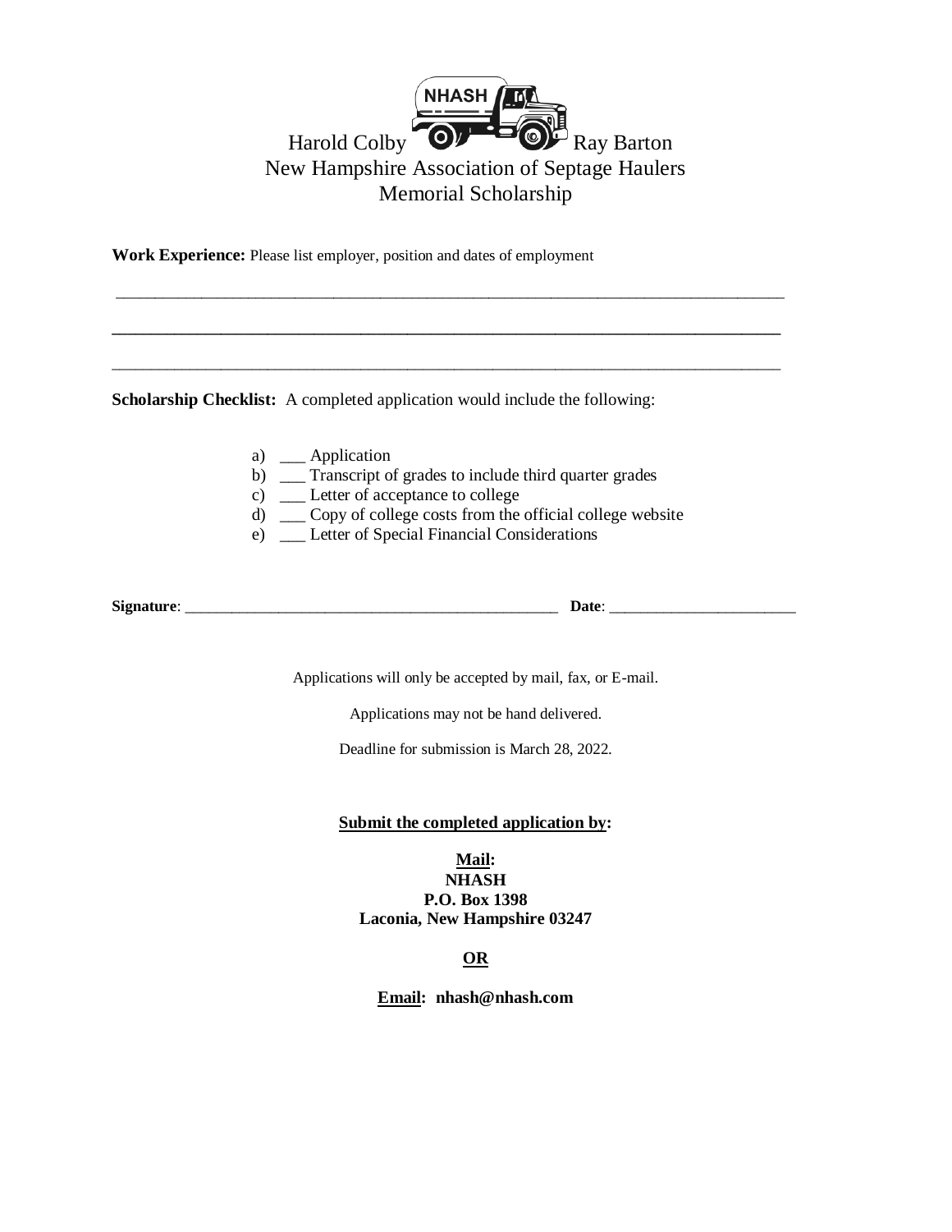Harold Colby NHASH Ray Barton

New Hampshire Association of Septage Haulers

Memorial Scholarship

**Work Experience:** Please list employer, position and dates of employment

_______________________________________________________________________________

_______________________________________________________________________________

_______________________________________________________________________________

**Scholarship Checklist:** A completed application would include the following:

a) ___ Application
b) ___ Transcript of grades to include third quarter grades
c) ___ Letter of acceptance to college
d) ___ Copy of college costs from the official college website
e) ___ Letter of Special Financial Considerations

**Signature**: __________________________________________________ **Date**: ________________________

Applications will only be accepted by mail, fax, or E-mail.

Applications may not be hand delivered.

Deadline for submission is March 28, 2022.

**<u>Submit the completed application by</u>:**

**<u>Mail</u>:**
**NHASH**
**P.O. Box 1398**
**Laconia, New Hampshire 03247**

**<u>OR</u>**

**<u>Email</u>: nhash@nhash.com**